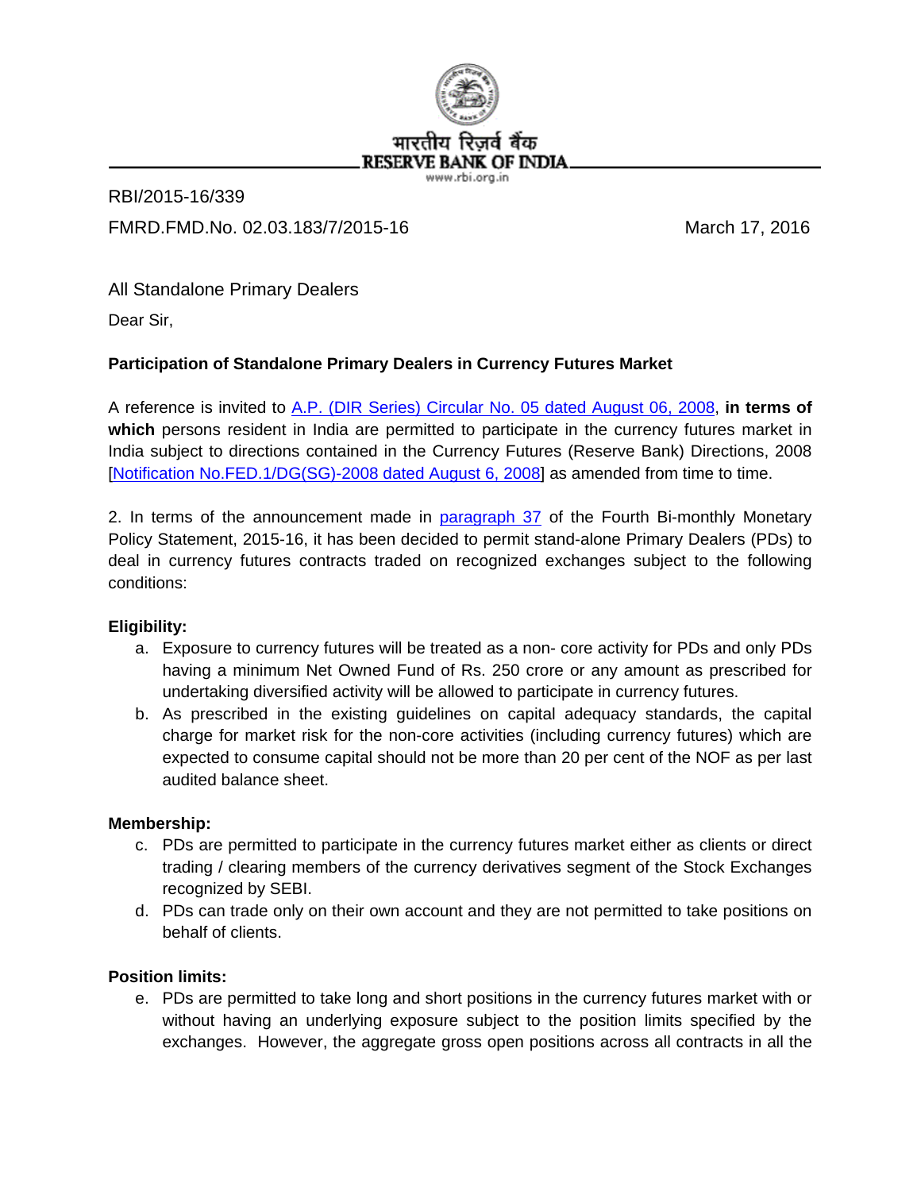भारतीय रिज़र्व बैंक
RESERVE BANK OF INDIA
www.rbi.org.in

RBI/2015-16/339

FMRD.FMD.No. 02.03.183/7/2015-16 March 17, 2016

All Standalone Primary Dealers

Dear Sir,

**Participation of Standalone Primary Dealers in Currency Futures Market**

A reference is invited to A.P. (DIR Series) Circular No. 05 dated August 06, 2008, **in terms of which** persons resident in India are permitted to participate in the currency futures market in India subject to directions contained in the Currency Futures (Reserve Bank) Directions, 2008 [Notification No.FED.1/DG(SG)-2008 dated August 6, 2008] as amended from time to time.

2. In terms of the announcement made in paragraph 37 of the Fourth Bi-monthly Monetary Policy Statement, 2015-16, it has been decided to permit stand-alone Primary Dealers (PDs) to deal in currency futures contracts traded on recognized exchanges subject to the following conditions:

**Eligibility:**

a. Exposure to currency futures will be treated as a non- core activity for PDs and only PDs having a minimum Net Owned Fund of Rs. 250 crore or any amount as prescribed for undertaking diversified activity will be allowed to participate in currency futures.

b. As prescribed in the existing guidelines on capital adequacy standards, the capital charge for market risk for the non-core activities (including currency futures) which are expected to consume capital should not be more than 20 per cent of the NOF as per last audited balance sheet.

**Membership:**

c. PDs are permitted to participate in the currency futures market either as clients or direct trading / clearing members of the currency derivatives segment of the Stock Exchanges recognized by SEBI.

d. PDs can trade only on their own account and they are not permitted to take positions on behalf of clients.

**Position limits:**

e. PDs are permitted to take long and short positions in the currency futures market with or without having an underlying exposure subject to the position limits specified by the exchanges. However, the aggregate gross open positions across all contracts in all the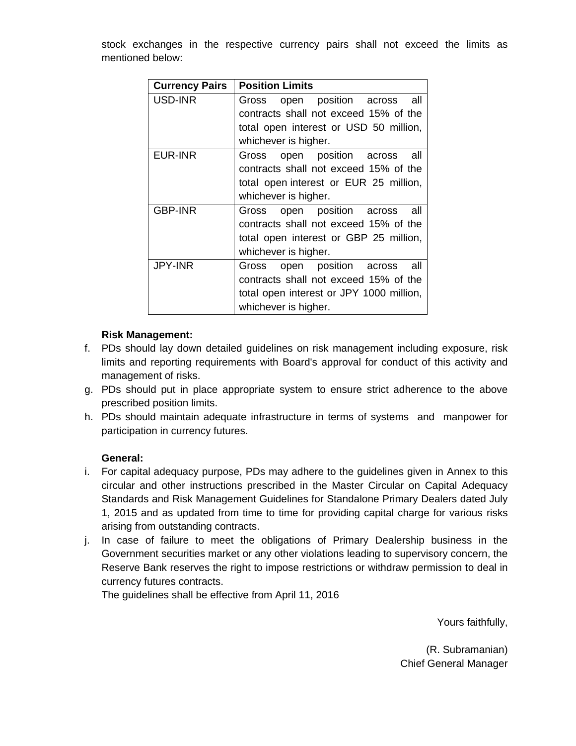stock exchanges in the respective currency pairs shall not exceed the limits as mentioned below:

| Currency Pairs | Position Limits |
|---|---|
| USD-INR | Gross open position across all contracts shall not exceed 15% of the total open interest or USD 50 million, whichever is higher. |
| EUR-INR | Gross open position across all contracts shall not exceed 15% of the total open interest or EUR 25 million, whichever is higher. |
| GBP-INR | Gross open position across all contracts shall not exceed 15% of the total open interest or GBP 25 million, whichever is higher. |
| JPY-INR | Gross open position across all contracts shall not exceed 15% of the total open interest or JPY 1000 million, whichever is higher. |

**Risk Management:**

f. PDs should lay down detailed guidelines on risk management including exposure, risk limits and reporting requirements with Board's approval for conduct of this activity and management of risks.

g. PDs should put in place appropriate system to ensure strict adherence to the above prescribed position limits.

h. PDs should maintain adequate infrastructure in terms of systems and manpower for participation in currency futures.

**General:**

i. For capital adequacy purpose, PDs may adhere to the guidelines given in Annex to this circular and other instructions prescribed in the Master Circular on Capital Adequacy Standards and Risk Management Guidelines for Standalone Primary Dealers dated July 1, 2015 and as updated from time to time for providing capital charge for various risks arising from outstanding contracts.

j. In case of failure to meet the obligations of Primary Dealership business in the Government securities market or any other violations leading to supervisory concern, the Reserve Bank reserves the right to impose restrictions or withdraw permission to deal in currency futures contracts.

The guidelines shall be effective from April 11, 2016

Yours faithfully,

(R. Subramanian)
Chief General Manager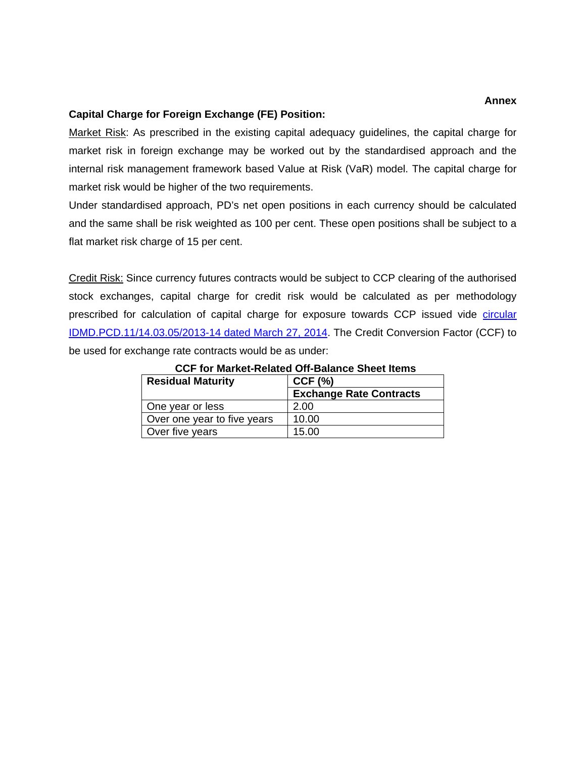**Annex**

**Capital Charge for Foreign Exchange (FE) Position:**

Market Risk: As prescribed in the existing capital adequacy guidelines, the capital charge for market risk in foreign exchange may be worked out by the standardised approach and the internal risk management framework based Value at Risk (VaR) model. The capital charge for market risk would be higher of the two requirements.

Under standardised approach, PD's net open positions in each currency should be calculated and the same shall be risk weighted as 100 per cent. These open positions shall be subject to a flat market risk charge of 15 per cent.

Credit Risk: Since currency futures contracts would be subject to CCP clearing of the authorised stock exchanges, capital charge for credit risk would be calculated as per methodology prescribed for calculation of capital charge for exposure towards CCP issued vide [circular IDMD.PCD.11/14.03.05/2013-14 dated March 27, 2014](). The Credit Conversion Factor (CCF) to be used for exchange rate contracts would be as under:

**CCF for Market-Related Off-Balance Sheet Items**

| **Residual Maturity** | **CCF (%)** |
|---|---|
| | **Exchange Rate Contracts** |
| One year or less | 2.00 |
| Over one year to five years | 10.00 |
| Over five years | 15.00 |